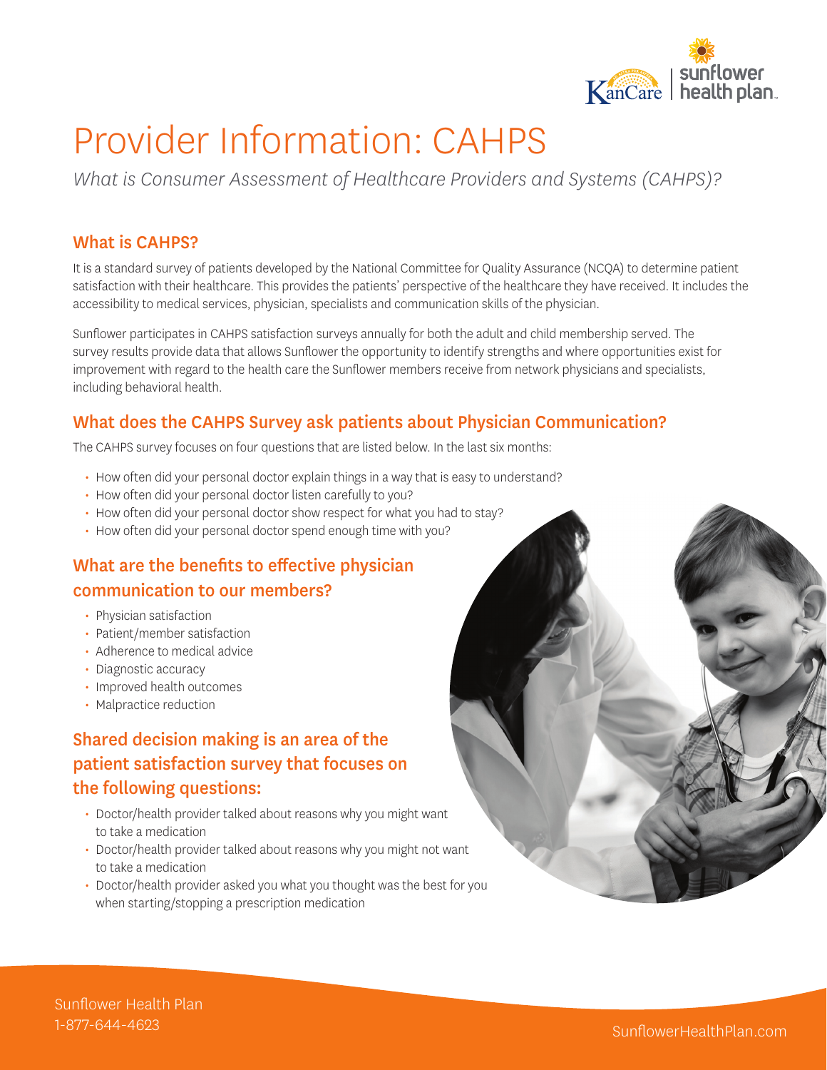# Provider Information: CAHPS

*What is Consumer Assessment of Healthcare Providers and Systems (CAHPS)?*

## What is CAHPS?

It is a standard survey of patients developed by the National Committee for Quality Assurance (NCQA) to determine patient satisfaction with their healthcare. This provides the patients' perspective of the healthcare they have received. It includes the accessibility to medical services, physician, specialists and communication skills of the physician.

Sunflower participates in CAHPS satisfaction surveys annually for both the adult and child membership served. The survey results provide data that allows Sunflower the opportunity to identify strengths and where opportunities exist for improvement with regard to the health care the Sunflower members receive from network physicians and specialists, including behavioral health.

## What does the CAHPS Survey ask patients about Physician Communication?

The CAHPS survey focuses on four questions that are listed below. In the last six months:

- How often did your personal doctor explain things in a way that is easy to understand?
- How often did your personal doctor listen carefully to you?
- How often did your personal doctor show respect for what you had to stay?
- How often did your personal doctor spend enough time with you?

## What are the benefits to effective physician communication to our members?

- Physician satisfaction
- Patient/member satisfaction
- Adherence to medical advice
- Diagnostic accuracy
- Improved health outcomes
- Malpractice reduction

## Shared decision making is an area of the patient satisfaction survey that focuses on the following questions:

- Doctor/health provider talked about reasons why you might want to take a medication
- Doctor/health provider talked about reasons why you might not want to take a medication
- Doctor/health provider asked you what you thought was the best for you when starting/stopping a prescription medication

Sunflower Health Plan
1-877-644-4623

SunflowerHealthPlan.com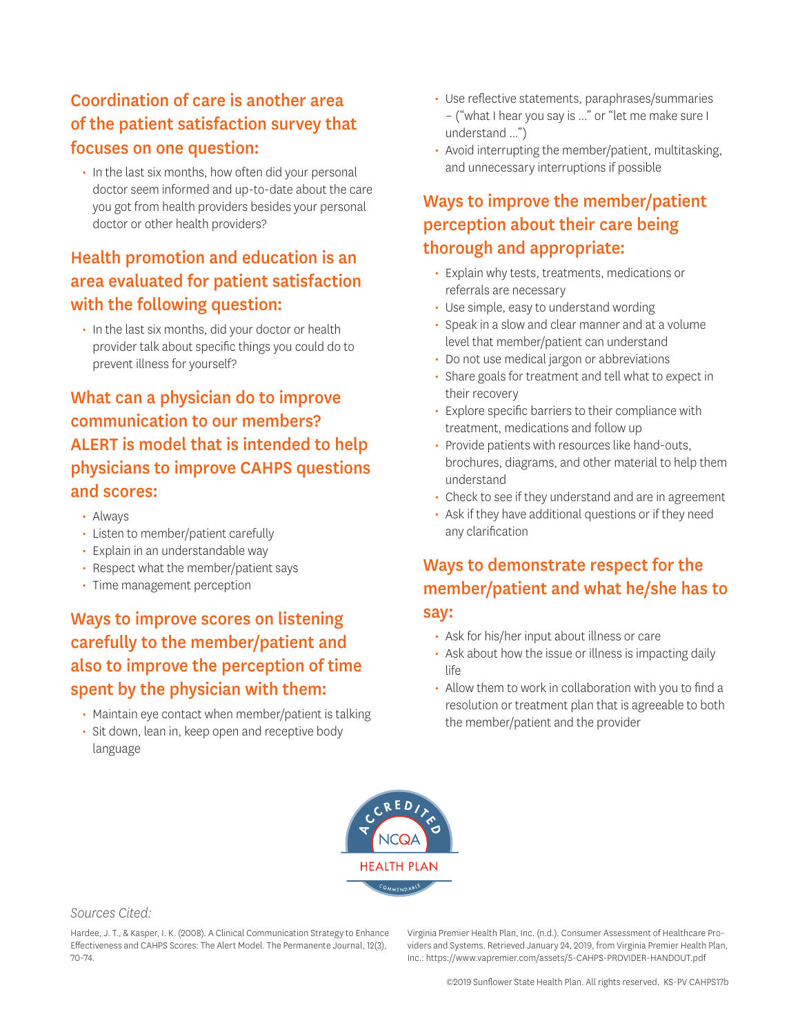## Coordination of care is another area of the patient satisfaction survey that focuses on one question:

- In the last six months, how often did your personal doctor seem informed and up-to-date about the care you got from health providers besides your personal doctor or other health providers?

## Health promotion and education is an area evaluated for patient satisfaction with the following question:

- In the last six months, did your doctor or health provider talk about specific things you could do to prevent illness for yourself?

## What can a physician do to improve communication to our members? ALERT is model that is intended to help physicians to improve CAHPS questions and scores:

- Always
- Listen to member/patient carefully
- Explain in an understandable way
- Respect what the member/patient says
- Time management perception

## Ways to improve scores on listening carefully to the member/patient and also to improve the perception of time spent by the physician with them:

- Maintain eye contact when member/patient is talking
- Sit down, lean in, keep open and receptive body language
- Use reflective statements, paraphrases/summaries – ("what I hear you say is ..." or "let me make sure I understand ...")
- Avoid interrupting the member/patient, multitasking, and unnecessary interruptions if possible

## Ways to improve the member/patient perception about their care being thorough and appropriate:

- Explain why tests, treatments, medications or referrals are necessary
- Use simple, easy to understand wording
- Speak in a slow and clear manner and at a volume level that member/patient can understand
- Do not use medical jargon or abbreviations
- Share goals for treatment and tell what to expect in their recovery
- Explore specific barriers to their compliance with treatment, medications and follow up
- Provide patients with resources like hand-outs, brochures, diagrams, and other material to help them understand
- Check to see if they understand and are in agreement
- Ask if they have additional questions or if they need any clarification

## Ways to demonstrate respect for the member/patient and what he/she has to say:

- Ask for his/her input about illness or care
- Ask about how the issue or illness is impacting daily life
- Allow them to work in collaboration with you to find a resolution or treatment plan that is agreeable to both the member/patient and the provider

ACCREDITED NCQA HEALTH PLAN COMMENDABLE

*Sources Cited:*

Hardee, J. T., & Kasper, I. K. (2008). A Clinical Communication Strategy to Enhance Effectiveness and CAHPS Scores: The Alert Model. The Permanente Journal, 12(3), 70-74.

Virginia Premier Health Plan, Inc. (n.d.). Consumer Assessment of Healthcare Providers and Systems. Retrieved January 24, 2019, from Virginia Premier Health Plan, Inc.: https://www.vapremier.com/assets/5-CAHPS-PROVIDER-HANDOUT.pdf

©2019 Sunflower State Health Plan. All rights reserved. KS-PV CAHPS17b